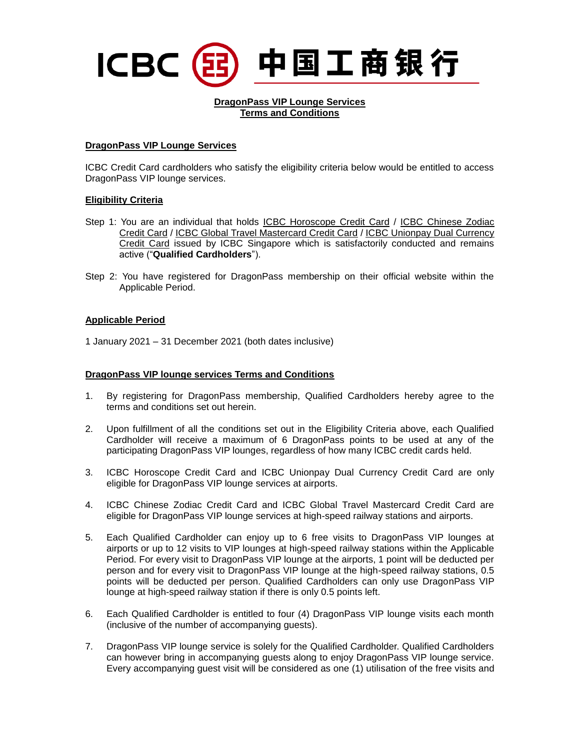ICBC 中国工商银行

# DragonPass VIP Lounge Services Terms and Conditions

## DragonPass VIP Lounge Services

ICBC Credit Card cardholders who satisfy the eligibility criteria below would be entitled to access DragonPass VIP lounge services.

## Eligibility Criteria

Step 1: You are an individual that holds ICBC Horoscope Credit Card / ICBC Chinese Zodiac Credit Card / ICBC Global Travel Mastercard Credit Card / ICBC Unionpay Dual Currency Credit Card issued by ICBC Singapore which is satisfactorily conducted and remains active ("**Qualified Cardholders**").

Step 2: You have registered for DragonPass membership on their official website within the Applicable Period.

## Applicable Period

1 January 2021 – 31 December 2021 (both dates inclusive)

## DragonPass VIP lounge services Terms and Conditions

1. By registering for DragonPass membership, Qualified Cardholders hereby agree to the terms and conditions set out herein.

2. Upon fulfillment of all the conditions set out in the Eligibility Criteria above, each Qualified Cardholder will receive a maximum of 6 DragonPass points to be used at any of the participating DragonPass VIP lounges, regardless of how many ICBC credit cards held.

3. ICBC Horoscope Credit Card and ICBC Unionpay Dual Currency Credit Card are only eligible for DragonPass VIP lounge services at airports.

4. ICBC Chinese Zodiac Credit Card and ICBC Global Travel Mastercard Credit Card are eligible for DragonPass VIP lounge services at high-speed railway stations and airports.

5. Each Qualified Cardholder can enjoy up to 6 free visits to DragonPass VIP lounges at airports or up to 12 visits to VIP lounges at high-speed railway stations within the Applicable Period. For every visit to DragonPass VIP lounge at the airports, 1 point will be deducted per person and for every visit to DragonPass VIP lounge at the high-speed railway stations, 0.5 points will be deducted per person. Qualified Cardholders can only use DragonPass VIP lounge at high-speed railway station if there is only 0.5 points left.

6. Each Qualified Cardholder is entitled to four (4) DragonPass VIP lounge visits each month (inclusive of the number of accompanying guests).

7. DragonPass VIP lounge service is solely for the Qualified Cardholder. Qualified Cardholders can however bring in accompanying guests along to enjoy DragonPass VIP lounge service. Every accompanying guest visit will be considered as one (1) utilisation of the free visits and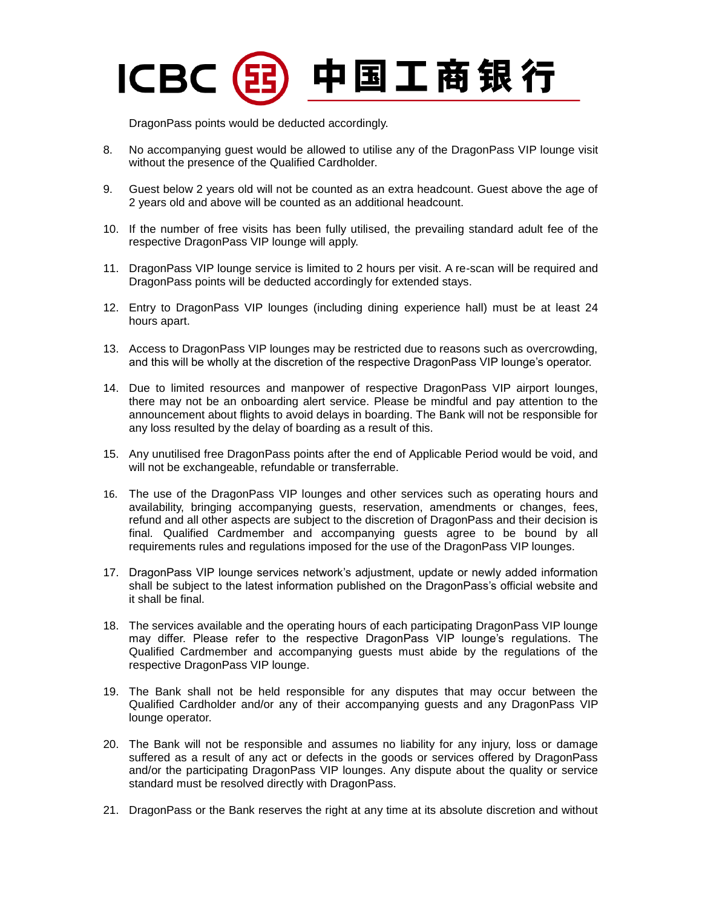DragonPass points would be deducted accordingly.

8. No accompanying guest would be allowed to utilise any of the DragonPass VIP lounge visit without the presence of the Qualified Cardholder.

9. Guest below 2 years old will not be counted as an extra headcount. Guest above the age of 2 years old and above will be counted as an additional headcount.

10. If the number of free visits has been fully utilised, the prevailing standard adult fee of the respective DragonPass VIP lounge will apply.

11. DragonPass VIP lounge service is limited to 2 hours per visit. A re-scan will be required and DragonPass points will be deducted accordingly for extended stays.

12. Entry to DragonPass VIP lounges (including dining experience hall) must be at least 24 hours apart.

13. Access to DragonPass VIP lounges may be restricted due to reasons such as overcrowding, and this will be wholly at the discretion of the respective DragonPass VIP lounge's operator.

14. Due to limited resources and manpower of respective DragonPass VIP airport lounges, there may not be an onboarding alert service. Please be mindful and pay attention to the announcement about flights to avoid delays in boarding. The Bank will not be responsible for any loss resulted by the delay of boarding as a result of this.

15. Any unutilised free DragonPass points after the end of Applicable Period would be void, and will not be exchangeable, refundable or transferrable.

16. The use of the DragonPass VIP lounges and other services such as operating hours and availability, bringing accompanying guests, reservation, amendments or changes, fees, refund and all other aspects are subject to the discretion of DragonPass and their decision is final. Qualified Cardmember and accompanying guests agree to be bound by all requirements rules and regulations imposed for the use of the DragonPass VIP lounges.

17. DragonPass VIP lounge services network's adjustment, update or newly added information shall be subject to the latest information published on the DragonPass's official website and it shall be final.

18. The services available and the operating hours of each participating DragonPass VIP lounge may differ. Please refer to the respective DragonPass VIP lounge's regulations. The Qualified Cardmember and accompanying guests must abide by the regulations of the respective DragonPass VIP lounge.

19. The Bank shall not be held responsible for any disputes that may occur between the Qualified Cardholder and/or any of their accompanying guests and any DragonPass VIP lounge operator.

20. The Bank will not be responsible and assumes no liability for any injury, loss or damage suffered as a result of any act or defects in the goods or services offered by DragonPass and/or the participating DragonPass VIP lounges. Any dispute about the quality or service standard must be resolved directly with DragonPass.

21. DragonPass or the Bank reserves the right at any time at its absolute discretion and without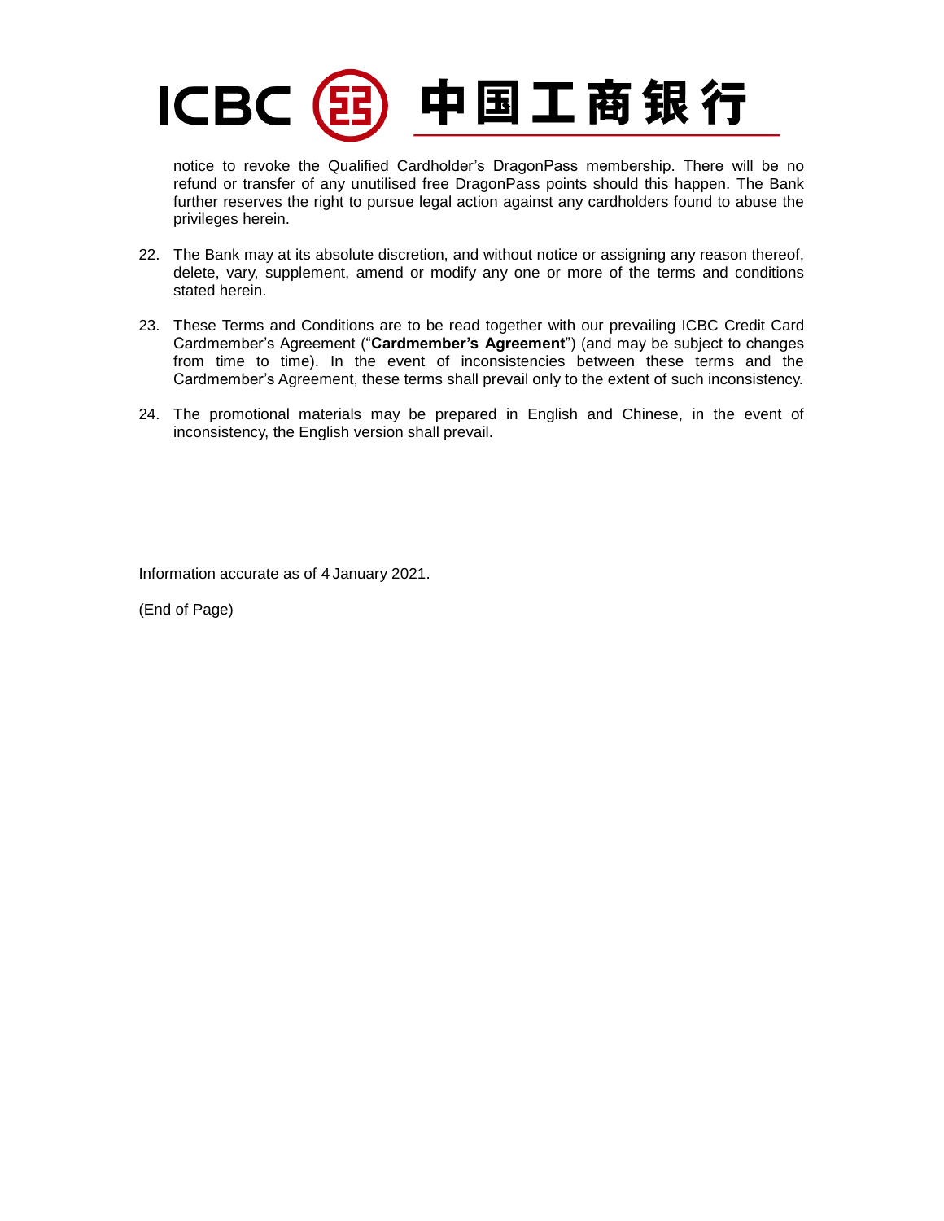notice to revoke the Qualified Cardholder's DragonPass membership. There will be no refund or transfer of any unutilised free DragonPass points should this happen. The Bank further reserves the right to pursue legal action against any cardholders found to abuse the privileges herein.

22. The Bank may at its absolute discretion, and without notice or assigning any reason thereof, delete, vary, supplement, amend or modify any one or more of the terms and conditions stated herein.

23. These Terms and Conditions are to be read together with our prevailing ICBC Credit Card Cardmember's Agreement ("**Cardmember's Agreement**") (and may be subject to changes from time to time). In the event of inconsistencies between these terms and the Cardmember's Agreement, these terms shall prevail only to the extent of such inconsistency.

24. The promotional materials may be prepared in English and Chinese, in the event of inconsistency, the English version shall prevail.

Information accurate as of 4 January 2021.

(End of Page)